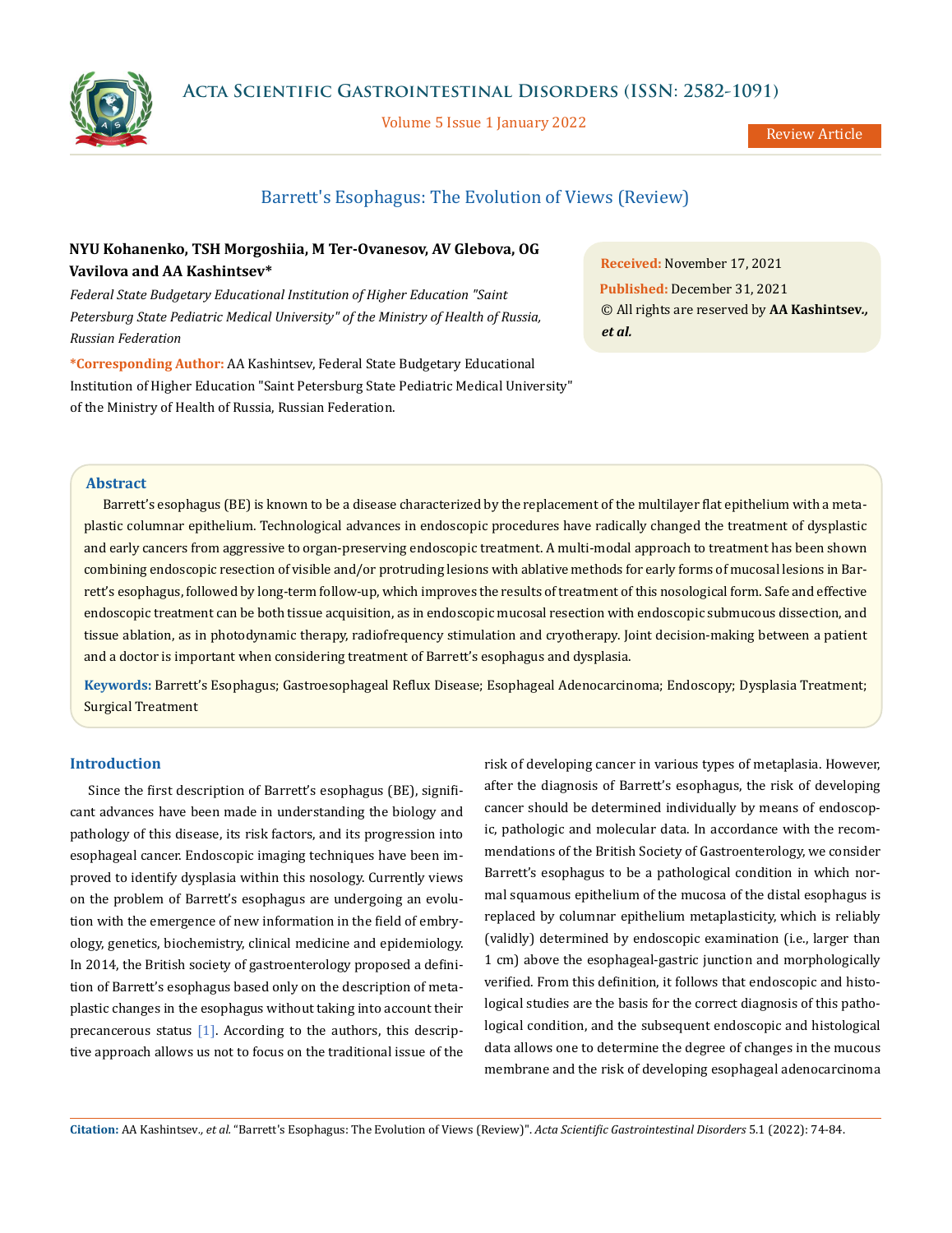# Barrett's Esophagus: The Evolution of Views (Review)

**NYU Kohanenko, TSH Morgoshiia, M Ter-Ovanesov, AV Glebova, OG Vavilova and AA Kashintsev***

*Federal State Budgetary Educational Institution of Higher Education "Saint Petersburg State Pediatric Medical University" of the Ministry of Health of Russia, Russian Federation*

**\*Corresponding Author:** AA Kashintsev, Federal State Budgetary Educational Institution of Higher Education "Saint Petersburg State Pediatric Medical University" of the Ministry of Health of Russia, Russian Federation.

**Received:** November 17, 2021
**Published:** December 31, 2021
© All rights are reserved by **AA Kashintsev., *et al.***

## Abstract

Barrett's esophagus (BE) is known to be a disease characterized by the replacement of the multilayer flat epithelium with a metaplastic columnar epithelium. Technological advances in endoscopic procedures have radically changed the treatment of dysplastic and early cancers from aggressive to organ-preserving endoscopic treatment. A multi-modal approach to treatment has been shown combining endoscopic resection of visible and/or protruding lesions with ablative methods for early forms of mucosal lesions in Barrett's esophagus, followed by long-term follow-up, which improves the results of treatment of this nosological form. Safe and effective endoscopic treatment can be both tissue acquisition, as in endoscopic mucosal resection with endoscopic submucous dissection, and tissue ablation, as in photodynamic therapy, radiofrequency stimulation and cryotherapy. Joint decision-making between a patient and a doctor is important when considering treatment of Barrett's esophagus and dysplasia.

**Keywords:** Barrett's Esophagus; Gastroesophageal Reflux Disease; Esophageal Adenocarcinoma; Endoscopy; Dysplasia Treatment; Surgical Treatment

## Introduction

Since the first description of Barrett's esophagus (BE), significant advances have been made in understanding the biology and pathology of this disease, its risk factors, and its progression into esophageal cancer. Endoscopic imaging techniques have been improved to identify dysplasia within this nosology. Currently views on the problem of Barrett's esophagus are undergoing an evolution with the emergence of new information in the field of embryology, genetics, biochemistry, clinical medicine and epidemiology. In 2014, the British society of gastroenterology proposed a definition of Barrett's esophagus based only on the description of metaplastic changes in the esophagus without taking into account their precancerous status [1]. According to the authors, this descriptive approach allows us not to focus on the traditional issue of the risk of developing cancer in various types of metaplasia. However, after the diagnosis of Barrett's esophagus, the risk of developing cancer should be determined individually by means of endoscopic, pathologic and molecular data. In accordance with the recommendations of the British Society of Gastroenterology, we consider Barrett's esophagus to be a pathological condition in which normal squamous epithelium of the mucosa of the distal esophagus is replaced by columnar epithelium metaplasticity, which is reliably (validly) determined by endoscopic examination (i.e., larger than 1 cm) above the esophageal-gastric junction and morphologically verified. From this definition, it follows that endoscopic and histological studies are the basis for the correct diagnosis of this pathological condition, and the subsequent endoscopic and histological data allows one to determine the degree of changes in the mucous membrane and the risk of developing esophageal adenocarcinoma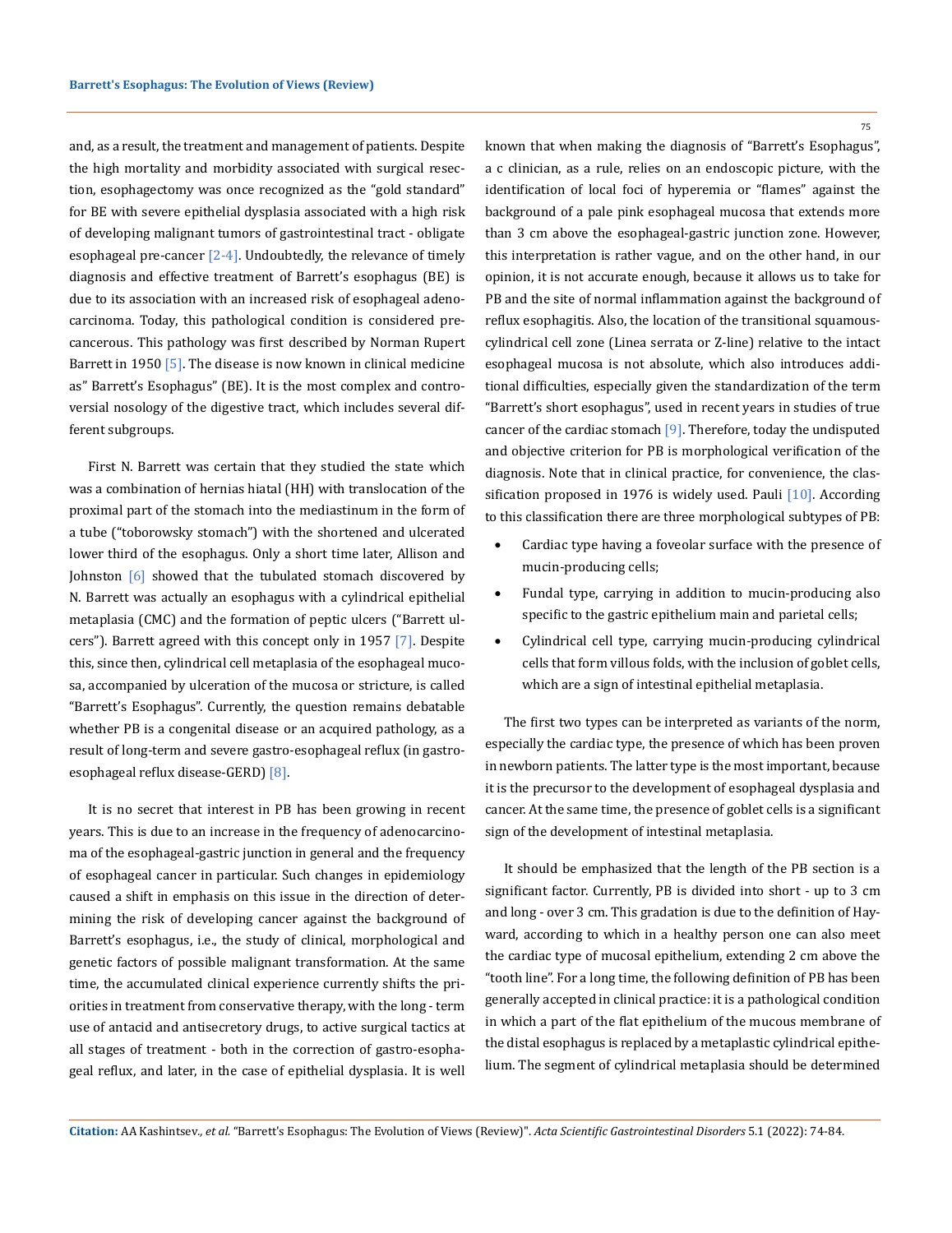and, as a result, the treatment and management of patients. Despite the high mortality and morbidity associated with surgical resection, esophagectomy was once recognized as the "gold standard" for BE with severe epithelial dysplasia associated with a high risk of developing malignant tumors of gastrointestinal tract - obligate esophageal pre-cancer [2-4]. Undoubtedly, the relevance of timely diagnosis and effective treatment of Barrett's esophagus (BE) is due to its association with an increased risk of esophageal adenocarcinoma. Today, this pathological condition is considered precancerous. This pathology was first described by Norman Rupert Barrett in 1950 [5]. The disease is now known in clinical medicine as" Barrett's Esophagus" (BE). It is the most complex and controversial nosology of the digestive tract, which includes several different subgroups.

First N. Barrett was certain that they studied the state which was a combination of hernias hiatal (HH) with translocation of the proximal part of the stomach into the mediastinum in the form of a tube ("toborowsky stomach") with the shortened and ulcerated lower third of the esophagus. Only a short time later, Allison and Johnston [6] showed that the tubulated stomach discovered by N. Barrett was actually an esophagus with a cylindrical epithelial metaplasia (CMC) and the formation of peptic ulcers ("Barrett ulcers"). Barrett agreed with this concept only in 1957 [7]. Despite this, since then, cylindrical cell metaplasia of the esophageal mucosa, accompanied by ulceration of the mucosa or stricture, is called "Barrett's Esophagus". Currently, the question remains debatable whether PB is a congenital disease or an acquired pathology, as a result of long-term and severe gastro-esophageal reflux (in gastroesophageal reflux disease-GERD) [8].

It is no secret that interest in PB has been growing in recent years. This is due to an increase in the frequency of adenocarcinoma of the esophageal-gastric junction in general and the frequency of esophageal cancer in particular. Such changes in epidemiology caused a shift in emphasis on this issue in the direction of determining the risk of developing cancer against the background of Barrett's esophagus, i.e., the study of clinical, morphological and genetic factors of possible malignant transformation. At the same time, the accumulated clinical experience currently shifts the priorities in treatment from conservative therapy, with the long - term use of antacid and antisecretory drugs, to active surgical tactics at all stages of treatment - both in the correction of gastro-esophageal reflux, and later, in the case of epithelial dysplasia. It is well known that when making the diagnosis of "Barrett's Esophagus", a c clinician, as a rule, relies on an endoscopic picture, with the identification of local foci of hyperemia or "flames" against the background of a pale pink esophageal mucosa that extends more than 3 cm above the esophageal-gastric junction zone. However, this interpretation is rather vague, and on the other hand, in our opinion, it is not accurate enough, because it allows us to take for PB and the site of normal inflammation against the background of reflux esophagitis. Also, the location of the transitional squamous-cylindrical cell zone (Linea serrata or Z-line) relative to the intact esophageal mucosa is not absolute, which also introduces additional difficulties, especially given the standardization of the term "Barrett's short esophagus", used in recent years in studies of true cancer of the cardiac stomach [9]. Therefore, today the undisputed and objective criterion for PB is morphological verification of the diagnosis. Note that in clinical practice, for convenience, the classification proposed in 1976 is widely used. Pauli [10]. According to this classification there are three morphological subtypes of PB:

- Cardiac type having a foveolar surface with the presence of mucin-producing cells;
- Fundal type, carrying in addition to mucin-producing also specific to the gastric epithelium main and parietal cells;
- Cylindrical cell type, carrying mucin-producing cylindrical cells that form villous folds, with the inclusion of goblet cells, which are a sign of intestinal epithelial metaplasia.

The first two types can be interpreted as variants of the norm, especially the cardiac type, the presence of which has been proven in newborn patients. The latter type is the most important, because it is the precursor to the development of esophageal dysplasia and cancer. At the same time, the presence of goblet cells is a significant sign of the development of intestinal metaplasia.

It should be emphasized that the length of the PB section is a significant factor. Currently, PB is divided into short - up to 3 cm and long - over 3 cm. This gradation is due to the definition of Hayward, according to which in a healthy person one can also meet the cardiac type of mucosal epithelium, extending 2 cm above the "tooth line". For a long time, the following definition of PB has been generally accepted in clinical practice: it is a pathological condition in which a part of the flat epithelium of the mucous membrane of the distal esophagus is replaced by a metaplastic cylindrical epithelium. The segment of cylindrical metaplasia should be determined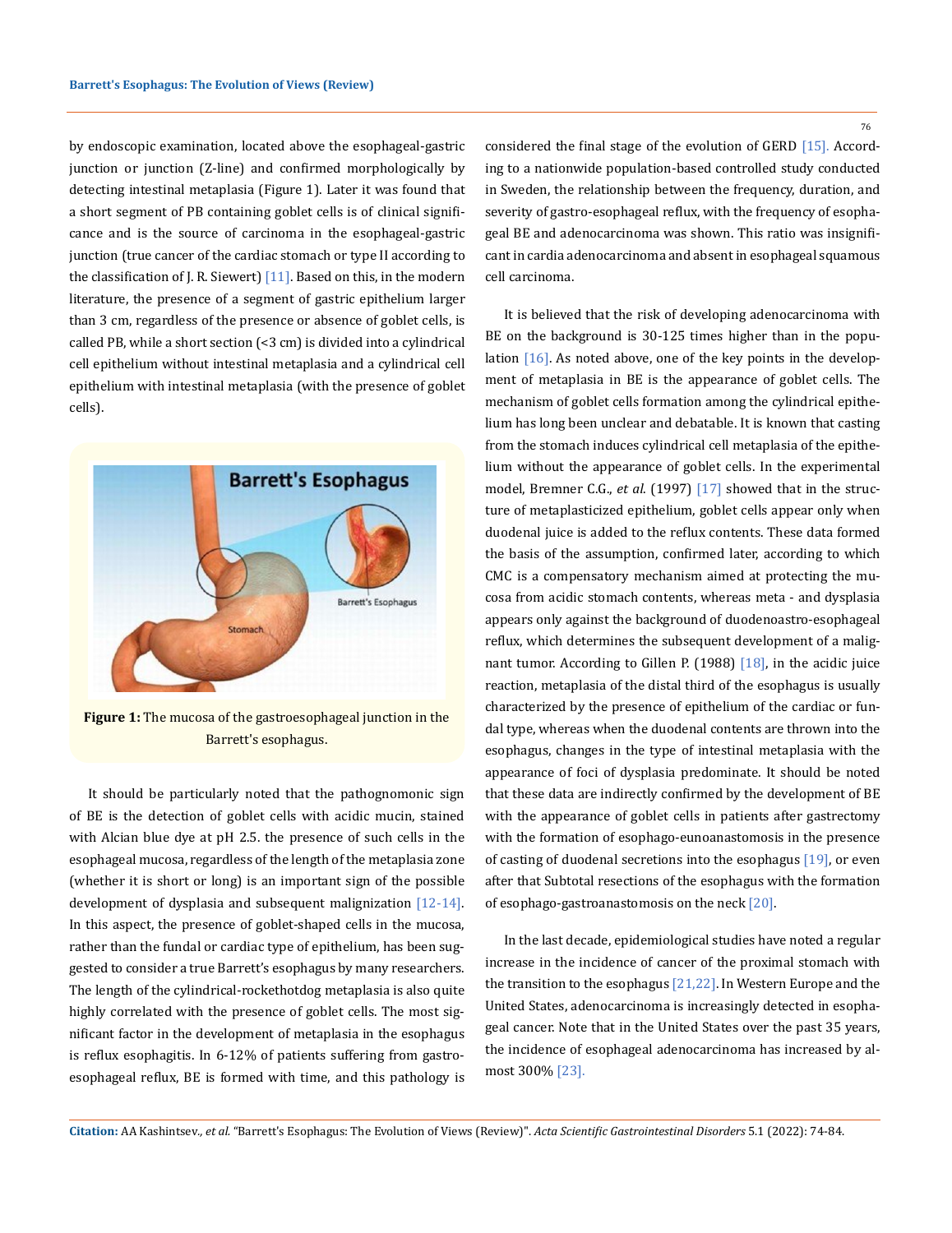by endoscopic examination, located above the esophageal-gastric junction or junction (Z-line) and confirmed morphologically by detecting intestinal metaplasia (Figure 1). Later it was found that a short segment of PB containing goblet cells is of clinical significance and is the source of carcinoma in the esophageal-gastric junction (true cancer of the cardiac stomach or type II according to the classification of J. R. Siewert) [11]. Based on this, in the modern literature, the presence of a segment of gastric epithelium larger than 3 cm, regardless of the presence or absence of goblet cells, is called PB, while a short section (<3 cm) is divided into a cylindrical cell epithelium without intestinal metaplasia and a cylindrical cell epithelium with intestinal metaplasia (with the presence of goblet cells).

**Figure 1:** The mucosa of the gastroesophageal junction in the Barrett's esophagus.

It should be particularly noted that the pathognomonic sign of BE is the detection of goblet cells with acidic mucin, stained with Alcian blue dye at pH 2.5. the presence of such cells in the esophageal mucosa, regardless of the length of the metaplasia zone (whether it is short or long) is an important sign of the possible development of dysplasia and subsequent malignization [12-14]. In this aspect, the presence of goblet-shaped cells in the mucosa, rather than the fundal or cardiac type of epithelium, has been suggested to consider a true Barrett's esophagus by many researchers. The length of the cylindrical-rockethotdog metaplasia is also quite highly correlated with the presence of goblet cells. The most significant factor in the development of metaplasia in the esophagus is reflux esophagitis. In 6-12% of patients suffering from gastroesophageal reflux, BE is formed with time, and this pathology is considered the final stage of the evolution of GERD [15]. According to a nationwide population-based controlled study conducted in Sweden, the relationship between the frequency, duration, and severity of gastro-esophageal reflux, with the frequency of esophageal BE and adenocarcinoma was shown. This ratio was insignificant in cardia adenocarcinoma and absent in esophageal squamous cell carcinoma.

It is believed that the risk of developing adenocarcinoma with BE on the background is 30-125 times higher than in the population [16]. As noted above, one of the key points in the development of metaplasia in BE is the appearance of goblet cells. The mechanism of goblet cells formation among the cylindrical epithelium has long been unclear and debatable. It is known that casting from the stomach induces cylindrical cell metaplasia of the epithelium without the appearance of goblet cells. In the experimental model, Bremner C.G., *et al*. (1997) [17] showed that in the structure of metaplasticized epithelium, goblet cells appear only when duodenal juice is added to the reflux contents. These data formed the basis of the assumption, confirmed later, according to which CMC is a compensatory mechanism aimed at protecting the mucosa from acidic stomach contents, whereas meta - and dysplasia appears only against the background of duodenoastro-esophageal reflux, which determines the subsequent development of a malignant tumor. According to Gillen P. (1988) [18], in the acidic juice reaction, metaplasia of the distal third of the esophagus is usually characterized by the presence of epithelium of the cardiac or fundal type, whereas when the duodenal contents are thrown into the esophagus, changes in the type of intestinal metaplasia with the appearance of foci of dysplasia predominate. It should be noted that these data are indirectly confirmed by the development of BE with the appearance of goblet cells in patients after gastrectomy with the formation of esophago-eunoanastomosis in the presence of casting of duodenal secretions into the esophagus [19], or even after that Subtotal resections of the esophagus with the formation of esophago-gastroanastomosis on the neck [20].

In the last decade, epidemiological studies have noted a regular increase in the incidence of cancer of the proximal stomach with the transition to the esophagus [21,22]. In Western Europe and the United States, adenocarcinoma is increasingly detected in esophageal cancer. Note that in the United States over the past 35 years, the incidence of esophageal adenocarcinoma has increased by almost 300% [23].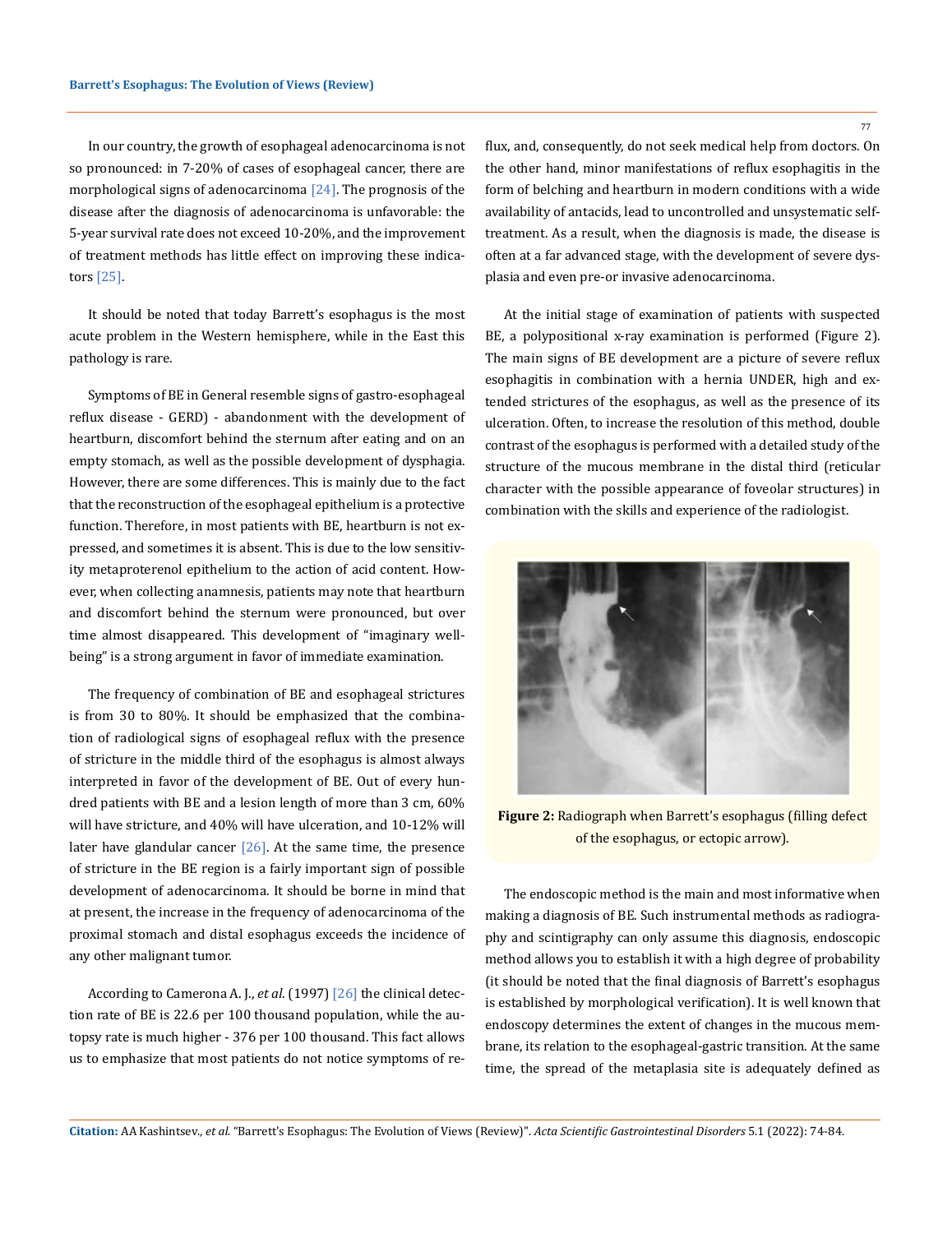In our country, the growth of esophageal adenocarcinoma is not so pronounced: in 7-20% of cases of esophageal cancer, there are morphological signs of adenocarcinoma [24]. The prognosis of the disease after the diagnosis of adenocarcinoma is unfavorable: the 5-year survival rate does not exceed 10-20%, and the improvement of treatment methods has little effect on improving these indicators [25].

It should be noted that today Barrett's esophagus is the most acute problem in the Western hemisphere, while in the East this pathology is rare.

Symptoms of BE in General resemble signs of gastro-esophageal reflux disease - GERD) - abandonment with the development of heartburn, discomfort behind the sternum after eating and on an empty stomach, as well as the possible development of dysphagia. However, there are some differences. This is mainly due to the fact that the reconstruction of the esophageal epithelium is a protective function. Therefore, in most patients with BE, heartburn is not expressed, and sometimes it is absent. This is due to the low sensitivity metaproterenol epithelium to the action of acid content. However, when collecting anamnesis, patients may note that heartburn and discomfort behind the sternum were pronounced, but over time almost disappeared. This development of "imaginary well-being" is a strong argument in favor of immediate examination.

The frequency of combination of BE and esophageal strictures is from 30 to 80%. It should be emphasized that the combination of radiological signs of esophageal reflux with the presence of stricture in the middle third of the esophagus is almost always interpreted in favor of the development of BE. Out of every hundred patients with BE and a lesion length of more than 3 cm, 60% will have stricture, and 40% will have ulceration, and 10-12% will later have glandular cancer [26]. At the same time, the presence of stricture in the BE region is a fairly important sign of possible development of adenocarcinoma. It should be borne in mind that at present, the increase in the frequency of adenocarcinoma of the proximal stomach and distal esophagus exceeds the incidence of any other malignant tumor.

According to Camerona A. J., *et al*. (1997) [26] the clinical detection rate of BE is 22.6 per 100 thousand population, while the autopsy rate is much higher - 376 per 100 thousand. This fact allows us to emphasize that most patients do not notice symptoms of reflux, and, consequently, do not seek medical help from doctors. On the other hand, minor manifestations of reflux esophagitis in the form of belching and heartburn in modern conditions with a wide availability of antacids, lead to uncontrolled and unsystematic self-treatment. As a result, when the diagnosis is made, the disease is often at a far advanced stage, with the development of severe dysplasia and even pre-or invasive adenocarcinoma.

At the initial stage of examination of patients with suspected BE, a polypositional x-ray examination is performed (Figure 2). The main signs of BE development are a picture of severe reflux esophagitis in combination with a hernia UNDER, high and extended strictures of the esophagus, as well as the presence of its ulceration. Often, to increase the resolution of this method, double contrast of the esophagus is performed with a detailed study of the structure of the mucous membrane in the distal third (reticular character with the possible appearance of foveolar structures) in combination with the skills and experience of the radiologist.

**Figure 2:** Radiograph when Barrett's esophagus (filling defect of the esophagus, or ectopic arrow).

The endoscopic method is the main and most informative when making a diagnosis of BE. Such instrumental methods as radiography and scintigraphy can only assume this diagnosis, endoscopic method allows you to establish it with a high degree of probability (it should be noted that the final diagnosis of Barrett's esophagus is established by morphological verification). It is well known that endoscopy determines the extent of changes in the mucous membrane, its relation to the esophageal-gastric transition. At the same time, the spread of the metaplasia site is adequately defined as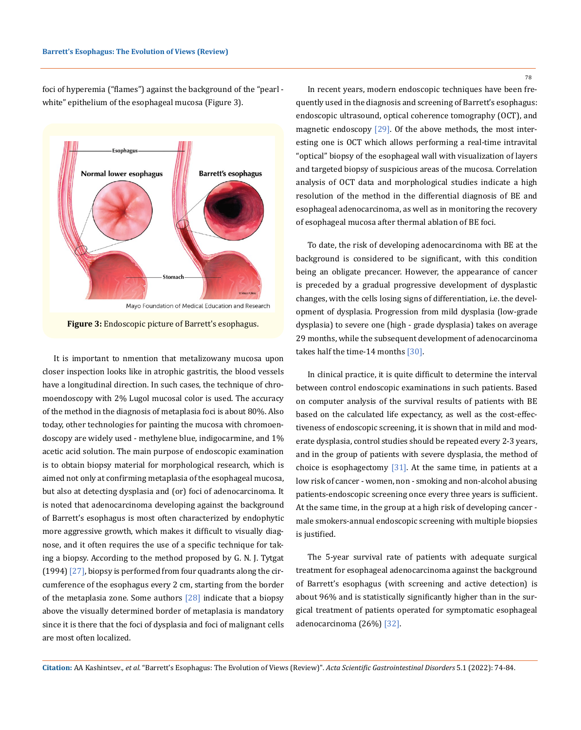foci of hyperemia ("flames") against the background of the "pearl - white" epithelium of the esophageal mucosa (Figure 3).

**Figure 3:** Endoscopic picture of Barrett's esophagus.

It is important to nmention that metalizowany mucosa upon closer inspection looks like in atrophic gastritis, the blood vessels have a longitudinal direction. In such cases, the technique of chromoendoscopy with 2% Lugol mucosal color is used. The accuracy of the method in the diagnosis of metaplasia foci is about 80%. Also today, other technologies for painting the mucosa with chromoendoscopy are widely used - methylene blue, indigocarmine, and 1% acetic acid solution. The main purpose of endoscopic examination is to obtain biopsy material for morphological research, which is aimed not only at confirming metaplasia of the esophageal mucosa, but also at detecting dysplasia and (or) foci of adenocarcinoma. It is noted that adenocarcinoma developing against the background of Barrett's esophagus is most often characterized by endophytic more aggressive growth, which makes it difficult to visually diagnose, and it often requires the use of a specific technique for taking a biopsy. According to the method proposed by G. N. J. Tytgat (1994) [27], biopsy is performed from four quadrants along the circumference of the esophagus every 2 cm, starting from the border of the metaplasia zone. Some authors [28] indicate that a biopsy above the visually determined border of metaplasia is mandatory since it is there that the foci of dysplasia and foci of malignant cells are most often localized.

In recent years, modern endoscopic techniques have been frequently used in the diagnosis and screening of Barrett's esophagus: endoscopic ultrasound, optical coherence tomography (OCT), and magnetic endoscopy [29]. Of the above methods, the most interesting one is OCT which allows performing a real-time intravital "optical" biopsy of the esophageal wall with visualization of layers and targeted biopsy of suspicious areas of the mucosa. Correlation analysis of OCT data and morphological studies indicate a high resolution of the method in the differential diagnosis of BE and esophageal adenocarcinoma, as well as in monitoring the recovery of esophageal mucosa after thermal ablation of BE foci.

To date, the risk of developing adenocarcinoma with BE at the background is considered to be significant, with this condition being an obligate precancer. However, the appearance of cancer is preceded by a gradual progressive development of dysplastic changes, with the cells losing signs of differentiation, i.e. the development of dysplasia. Progression from mild dysplasia (low-grade dysplasia) to severe one (high - grade dysplasia) takes on average 29 months, while the subsequent development of adenocarcinoma takes half the time-14 months [30].

In clinical practice, it is quite difficult to determine the interval between control endoscopic examinations in such patients. Based on computer analysis of the survival results of patients with BE based on the calculated life expectancy, as well as the cost-effectiveness of endoscopic screening, it is shown that in mild and moderate dysplasia, control studies should be repeated every 2-3 years, and in the group of patients with severe dysplasia, the method of choice is esophagectomy [31]. At the same time, in patients at a low risk of cancer - women, non - smoking and non-alcohol abusing patients-endoscopic screening once every three years is sufficient. At the same time, in the group at a high risk of developing cancer - male smokers-annual endoscopic screening with multiple biopsies is justified.

The 5-year survival rate of patients with adequate surgical treatment for esophageal adenocarcinoma against the background of Barrett's esophagus (with screening and active detection) is about 96% and is statistically significantly higher than in the surgical treatment of patients operated for symptomatic esophageal adenocarcinoma (26%) [32].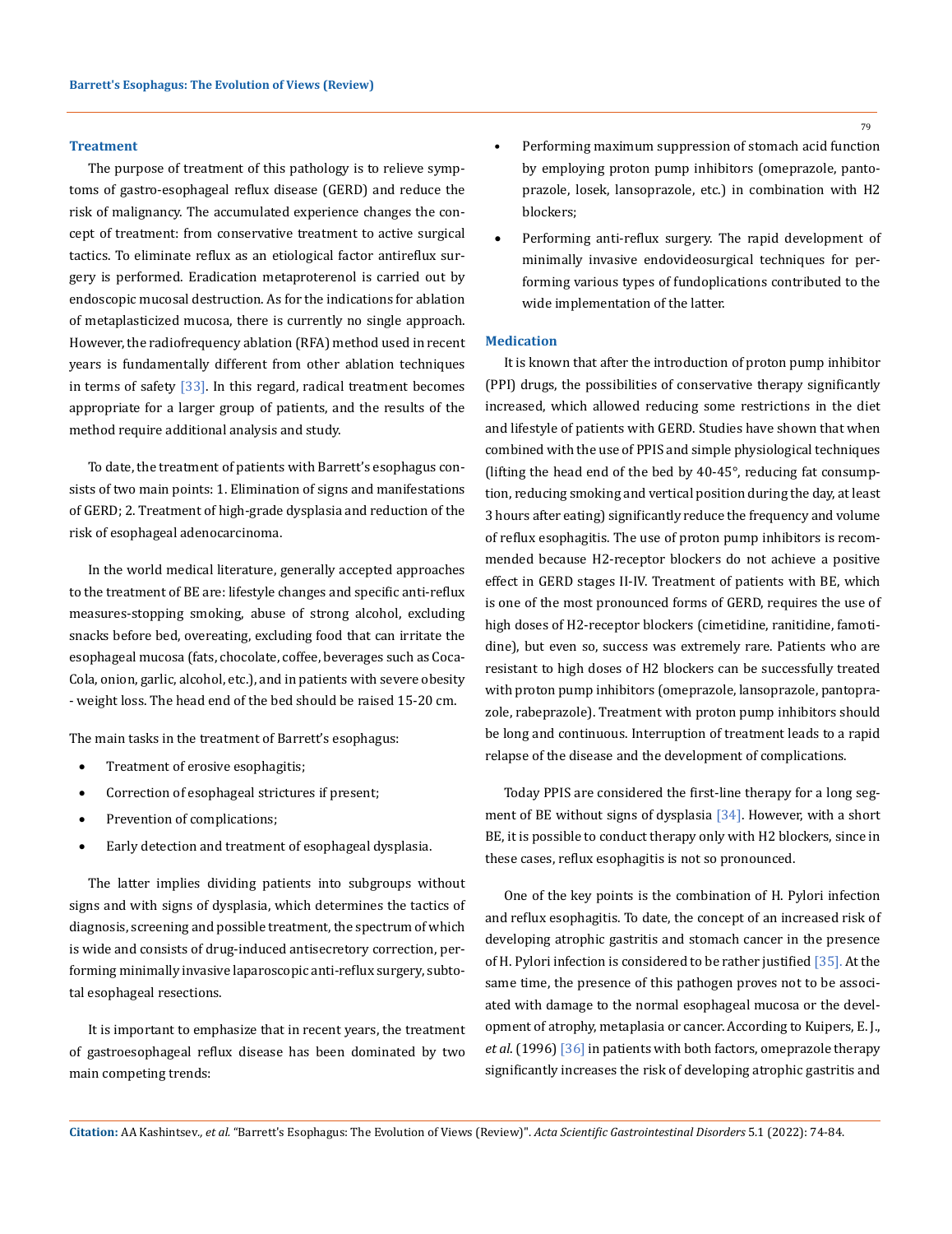## Treatment

The purpose of treatment of this pathology is to relieve symptoms of gastro-esophageal reflux disease (GERD) and reduce the risk of malignancy. The accumulated experience changes the concept of treatment: from conservative treatment to active surgical tactics. To eliminate reflux as an etiological factor antireflux surgery is performed. Eradication metaproterenol is carried out by endoscopic mucosal destruction. As for the indications for ablation of metaplasticized mucosa, there is currently no single approach. However, the radiofrequency ablation (RFA) method used in recent years is fundamentally different from other ablation techniques in terms of safety [33]. In this regard, radical treatment becomes appropriate for a larger group of patients, and the results of the method require additional analysis and study.

To date, the treatment of patients with Barrett's esophagus consists of two main points: 1. Elimination of signs and manifestations of GERD; 2. Treatment of high-grade dysplasia and reduction of the risk of esophageal adenocarcinoma.

In the world medical literature, generally accepted approaches to the treatment of BE are: lifestyle changes and specific anti-reflux measures-stopping smoking, abuse of strong alcohol, excluding snacks before bed, overeating, excluding food that can irritate the esophageal mucosa (fats, chocolate, coffee, beverages such as Coca-Cola, onion, garlic, alcohol, etc.), and in patients with severe obesity - weight loss. The head end of the bed should be raised 15-20 cm.

The main tasks in the treatment of Barrett's esophagus:

- Treatment of erosive esophagitis;
- Correction of esophageal strictures if present;
- Prevention of complications;
- Early detection and treatment of esophageal dysplasia.

The latter implies dividing patients into subgroups without signs and with signs of dysplasia, which determines the tactics of diagnosis, screening and possible treatment, the spectrum of which is wide and consists of drug-induced antisecretory correction, performing minimally invasive laparoscopic anti-reflux surgery, subtotal esophageal resections.

It is important to emphasize that in recent years, the treatment of gastroesophageal reflux disease has been dominated by two main competing trends:

- Performing maximum suppression of stomach acid function by employing proton pump inhibitors (omeprazole, pantoprazole, losek, lansoprazole, etc.) in combination with H2 blockers;
- Performing anti-reflux surgery. The rapid development of minimally invasive endovideosurgical techniques for performing various types of fundoplications contributed to the wide implementation of the latter.

## Medication

It is known that after the introduction of proton pump inhibitor (PPI) drugs, the possibilities of conservative therapy significantly increased, which allowed reducing some restrictions in the diet and lifestyle of patients with GERD. Studies have shown that when combined with the use of PPIS and simple physiological techniques (lifting the head end of the bed by 40-45°, reducing fat consumption, reducing smoking and vertical position during the day, at least 3 hours after eating) significantly reduce the frequency and volume of reflux esophagitis. The use of proton pump inhibitors is recommended because H2-receptor blockers do not achieve a positive effect in GERD stages II-IV. Treatment of patients with BE, which is one of the most pronounced forms of GERD, requires the use of high doses of H2-receptor blockers (cimetidine, ranitidine, famotidine), but even so, success was extremely rare. Patients who are resistant to high doses of H2 blockers can be successfully treated with proton pump inhibitors (omeprazole, lansoprazole, pantoprazole, rabeprazole). Treatment with proton pump inhibitors should be long and continuous. Interruption of treatment leads to a rapid relapse of the disease and the development of complications.

Today PPIS are considered the first-line therapy for a long segment of BE without signs of dysplasia [34]. However, with a short BE, it is possible to conduct therapy only with H2 blockers, since in these cases, reflux esophagitis is not so pronounced.

One of the key points is the combination of H. Pylori infection and reflux esophagitis. To date, the concept of an increased risk of developing atrophic gastritis and stomach cancer in the presence of H. Pylori infection is considered to be rather justified [35]. At the same time, the presence of this pathogen proves not to be associated with damage to the normal esophageal mucosa or the development of atrophy, metaplasia or cancer. According to Kuipers, E. J., *et al*. (1996) [36] in patients with both factors, omeprazole therapy significantly increases the risk of developing atrophic gastritis and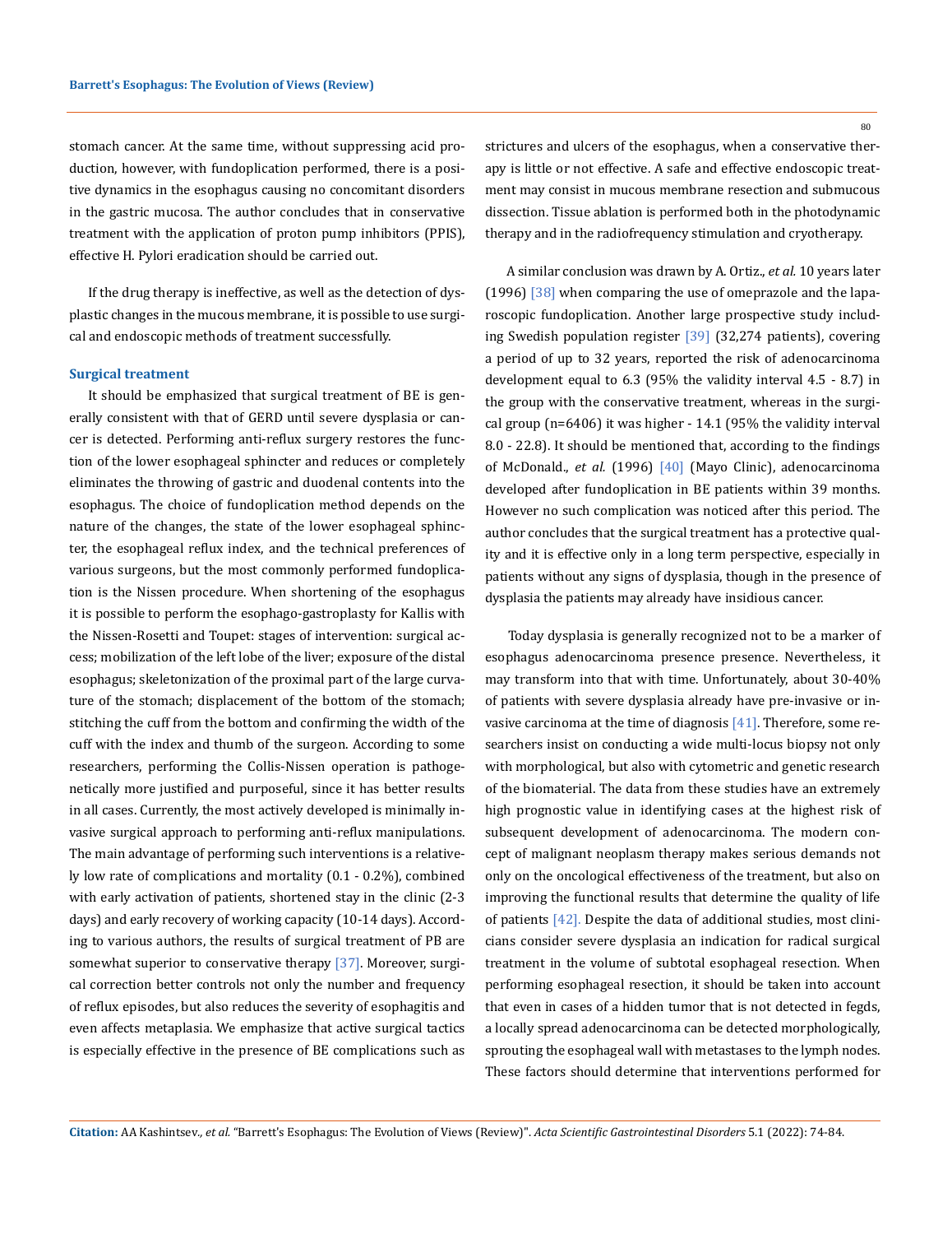stomach cancer. At the same time, without suppressing acid production, however, with fundoplication performed, there is a positive dynamics in the esophagus causing no concomitant disorders in the gastric mucosa. The author concludes that in conservative treatment with the application of proton pump inhibitors (PPIS), effective H. Pylori eradication should be carried out.

If the drug therapy is ineffective, as well as the detection of dysplastic changes in the mucous membrane, it is possible to use surgical and endoscopic methods of treatment successfully.

### Surgical treatment

It should be emphasized that surgical treatment of BE is generally consistent with that of GERD until severe dysplasia or cancer is detected. Performing anti-reflux surgery restores the function of the lower esophageal sphincter and reduces or completely eliminates the throwing of gastric and duodenal contents into the esophagus. The choice of fundoplication method depends on the nature of the changes, the state of the lower esophageal sphincter, the esophageal reflux index, and the technical preferences of various surgeons, but the most commonly performed fundoplication is the Nissen procedure. When shortening of the esophagus it is possible to perform the esophago-gastroplasty for Kallis with the Nissen-Rosetti and Toupet: stages of intervention: surgical access; mobilization of the left lobe of the liver; exposure of the distal esophagus; skeletonization of the proximal part of the large curvature of the stomach; displacement of the bottom of the stomach; stitching the cuff from the bottom and confirming the width of the cuff with the index and thumb of the surgeon. According to some researchers, performing the Collis-Nissen operation is pathogenetically more justified and purposeful, since it has better results in all cases. Currently, the most actively developed is minimally invasive surgical approach to performing anti-reflux manipulations. The main advantage of performing such interventions is a relatively low rate of complications and mortality (0.1 - 0.2%), combined with early activation of patients, shortened stay in the clinic (2-3 days) and early recovery of working capacity (10-14 days). According to various authors, the results of surgical treatment of PB are somewhat superior to conservative therapy [37]. Moreover, surgical correction better controls not only the number and frequency of reflux episodes, but also reduces the severity of esophagitis and even affects metaplasia. We emphasize that active surgical tactics is especially effective in the presence of BE complications such as strictures and ulcers of the esophagus, when a conservative therapy is little or not effective. A safe and effective endoscopic treatment may consist in mucous membrane resection and submucous dissection. Tissue ablation is performed both in the photodynamic therapy and in the radiofrequency stimulation and cryotherapy.

A similar conclusion was drawn by A. Ortiz., *et al.* 10 years later (1996) [38] when comparing the use of omeprazole and the laparoscopic fundoplication. Another large prospective study including Swedish population register [39] (32,274 patients), covering a period of up to 32 years, reported the risk of adenocarcinoma development equal to 6.3 (95% the validity interval 4.5 - 8.7) in the group with the conservative treatment, whereas in the surgical group (n=6406) it was higher - 14.1 (95% the validity interval 8.0 - 22.8). It should be mentioned that, according to the findings of McDonald., *et al.* (1996) [40] (Mayo Clinic), adenocarcinoma developed after fundoplication in BE patients within 39 months. However no such complication was noticed after this period. The author concludes that the surgical treatment has a protective quality and it is effective only in a long term perspective, especially in patients without any signs of dysplasia, though in the presence of dysplasia the patients may already have insidious cancer.

Today dysplasia is generally recognized not to be a marker of esophagus adenocarcinoma presence presence. Nevertheless, it may transform into that with time. Unfortunately, about 30-40% of patients with severe dysplasia already have pre-invasive or invasive carcinoma at the time of diagnosis [41]. Therefore, some researchers insist on conducting a wide multi-locus biopsy not only with morphological, but also with cytometric and genetic research of the biomaterial. The data from these studies have an extremely high prognostic value in identifying cases at the highest risk of subsequent development of adenocarcinoma. The modern concept of malignant neoplasm therapy makes serious demands not only on the oncological effectiveness of the treatment, but also on improving the functional results that determine the quality of life of patients [42]. Despite the data of additional studies, most clinicians consider severe dysplasia an indication for radical surgical treatment in the volume of subtotal esophageal resection. When performing esophageal resection, it should be taken into account that even in cases of a hidden tumor that is not detected in fegds, a locally spread adenocarcinoma can be detected morphologically, sprouting the esophageal wall with metastases to the lymph nodes. These factors should determine that interventions performed for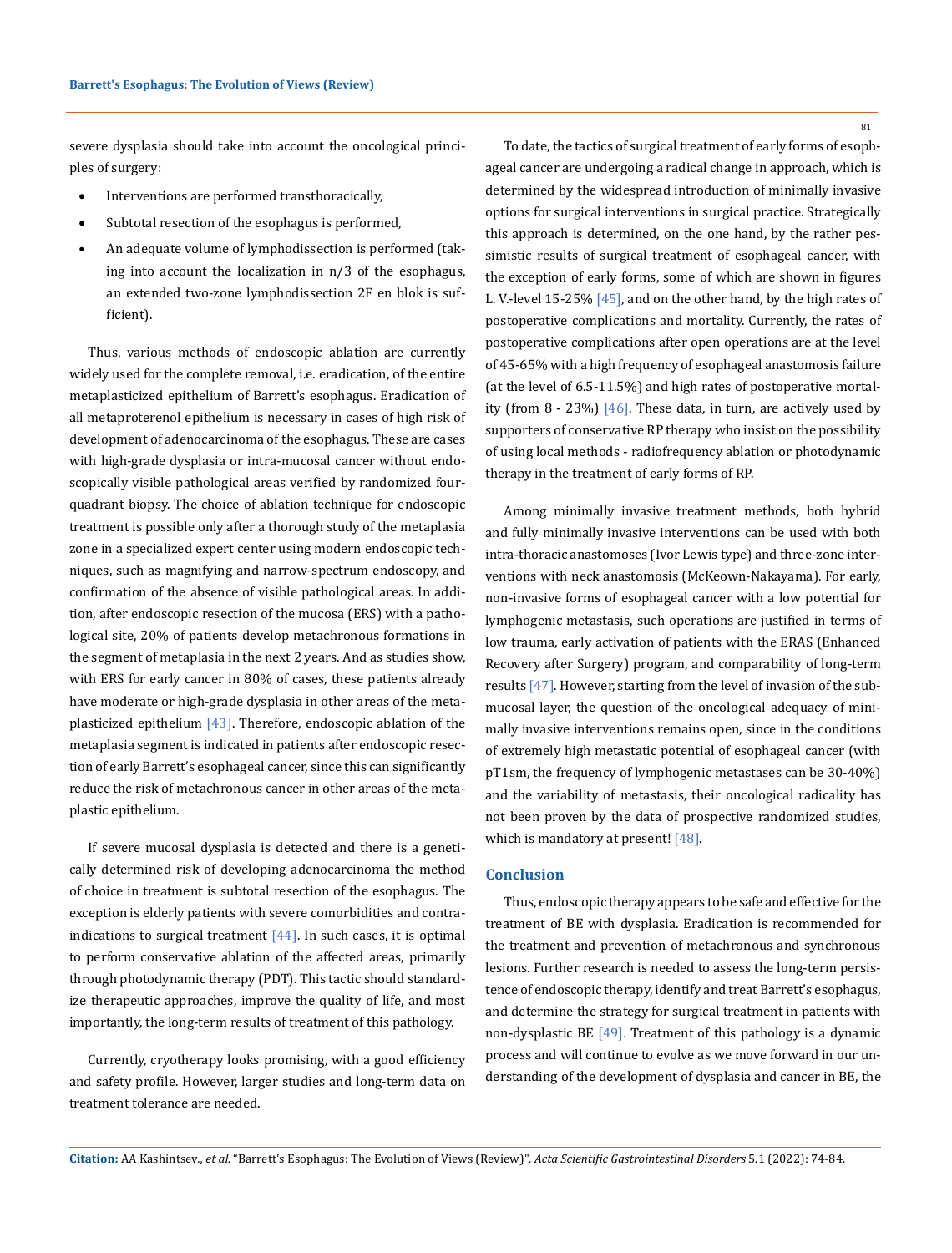severe dysplasia should take into account the oncological principles of surgery:

- Interventions are performed transthoracically,
- Subtotal resection of the esophagus is performed,
- An adequate volume of lymphodissection is performed (taking into account the localization in n/3 of the esophagus, an extended two-zone lymphodissection 2F en blok is sufficient).

Thus, various methods of endoscopic ablation are currently widely used for the complete removal, i.e. eradication, of the entire metaplasticized epithelium of Barrett's esophagus. Eradication of all metaproterenol epithelium is necessary in cases of high risk of development of adenocarcinoma of the esophagus. These are cases with high-grade dysplasia or intra-mucosal cancer without endoscopically visible pathological areas verified by randomized four-quadrant biopsy. The choice of ablation technique for endoscopic treatment is possible only after a thorough study of the metaplasia zone in a specialized expert center using modern endoscopic techniques, such as magnifying and narrow-spectrum endoscopy, and confirmation of the absence of visible pathological areas. In addition, after endoscopic resection of the mucosa (ERS) with a pathological site, 20% of patients develop metachronous formations in the segment of metaplasia in the next 2 years. And as studies show, with ERS for early cancer in 80% of cases, these patients already have moderate or high-grade dysplasia in other areas of the metaplasticized epithelium [43]. Therefore, endoscopic ablation of the metaplasia segment is indicated in patients after endoscopic resection of early Barrett's esophageal cancer, since this can significantly reduce the risk of metachronous cancer in other areas of the metaplastic epithelium.

If severe mucosal dysplasia is detected and there is a genetically determined risk of developing adenocarcinoma the method of choice in treatment is subtotal resection of the esophagus. The exception is elderly patients with severe comorbidities and contraindications to surgical treatment [44]. In such cases, it is optimal to perform conservative ablation of the affected areas, primarily through photodynamic therapy (PDT). This tactic should standardize therapeutic approaches, improve the quality of life, and most importantly, the long-term results of treatment of this pathology.

Currently, cryotherapy looks promising, with a good efficiency and safety profile. However, larger studies and long-term data on treatment tolerance are needed.

To date, the tactics of surgical treatment of early forms of esophageal cancer are undergoing a radical change in approach, which is determined by the widespread introduction of minimally invasive options for surgical interventions in surgical practice. Strategically this approach is determined, on the one hand, by the rather pessimistic results of surgical treatment of esophageal cancer, with the exception of early forms, some of which are shown in figures L. V.-level 15-25% [45], and on the other hand, by the high rates of postoperative complications and mortality. Currently, the rates of postoperative complications after open operations are at the level of 45-65% with a high frequency of esophageal anastomosis failure (at the level of 6.5-11.5%) and high rates of postoperative mortality (from 8 - 23%) [46]. These data, in turn, are actively used by supporters of conservative RP therapy who insist on the possibility of using local methods - radiofrequency ablation or photodynamic therapy in the treatment of early forms of RP.

Among minimally invasive treatment methods, both hybrid and fully minimally invasive interventions can be used with both intra-thoracic anastomoses (Ivor Lewis type) and three-zone interventions with neck anastomosis (McKeown-Nakayama). For early, non-invasive forms of esophageal cancer with a low potential for lymphogenic metastasis, such operations are justified in terms of low trauma, early activation of patients with the ERAS (Enhanced Recovery after Surgery) program, and comparability of long-term results [47]. However, starting from the level of invasion of the submucosal layer, the question of the oncological adequacy of minimally invasive interventions remains open, since in the conditions of extremely high metastatic potential of esophageal cancer (with pT1sm, the frequency of lymphogenic metastases can be 30-40%) and the variability of metastasis, their oncological radicality has not been proven by the data of prospective randomized studies, which is mandatory at present! [48].

## Conclusion

Thus, endoscopic therapy appears to be safe and effective for the treatment of BE with dysplasia. Eradication is recommended for the treatment and prevention of metachronous and synchronous lesions. Further research is needed to assess the long-term persistence of endoscopic therapy, identify and treat Barrett's esophagus, and determine the strategy for surgical treatment in patients with non-dysplastic BE [49]. Treatment of this pathology is a dynamic process and will continue to evolve as we move forward in our understanding of the development of dysplasia and cancer in BE, the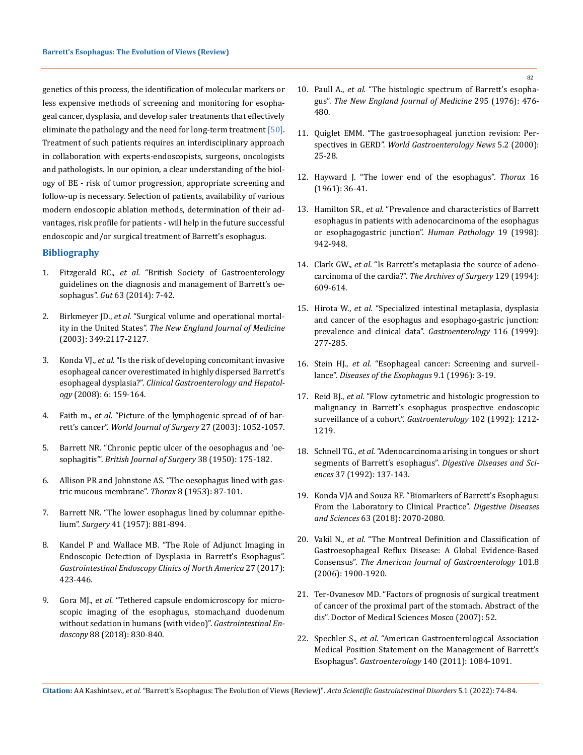genetics of this process, the identification of molecular markers or less expensive methods of screening and monitoring for esophageal cancer, dysplasia, and develop safer treatments that effectively eliminate the pathology and the need for long-term treatment [50]. Treatment of such patients requires an interdisciplinary approach in collaboration with experts-endoscopists, surgeons, oncologists and pathologists. In our opinion, a clear understanding of the biology of BE - risk of tumor progression, appropriate screening and follow-up is necessary. Selection of patients, availability of various modern endoscopic ablation methods, determination of their advantages, risk profile for patients - will help in the future successful endoscopic and/or surgical treatment of Barrett's esophagus.

## Bibliography

1. Fitzgerald RC., *et al.* "British Society of Gastroenterology guidelines on the diagnosis and management of Barrett's oesophagus". *Gut* 63 (2014): 7-42.
2. Birkmeyer JD., *et al.* "Surgical volume and operational mortality in the United States". *The New England Journal of Medicine* (2003): 349:2117-2127.
3. Konda VJ., *et al.* "Is the risk of developing concomitant invasive esophageal cancer overestimated in highly dispersed Barrett's esophageal dysplasia?". *Clinical Gastroenterology and Hepatology* (2008): 6: 159-164.
4. Faith m., *et al.* "Picture of the lymphogenic spread of of barrett's cancer". *World Journal of Surgery* 27 (2003): 1052-1057.
5. Barrett NR. "Chronic peptic ulcer of the oesophagus and 'oesophagitis'". *British Journal of Surgery* 38 (1950): 175-182.
6. Allison PR and Johnstone AS. "The oesophagus lined with gastric mucous membrane". *Thorax* 8 (1953): 87-101.
7. Barrett NR. "The lower esophagus lined by columnar epithelium". *Surgery* 41 (1957): 881-894.
8. Kandel P and Wallace MB. "The Role of Adjunct Imaging in Endoscopic Detection of Dysplasia in Barrett's Esophagus". *Gastrointestinal Endoscopy Clinics of North America* 27 (2017): 423-446.
9. Gora MJ., *et al.* "Tethered capsule endomicroscopy for microscopic imaging of the esophagus, stomach,and duodenum without sedation in humans (with video)". *Gastrointestinal Endoscopy* 88 (2018): 830-840.
10. Paull A., *et al.* "The histologic spectrum of Barrett's esophagus". *The New England Journal of Medicine* 295 (1976): 476-480.
11. Quiglet EMM. "The gastroesophageal junction revision: Perspectives in GERD". *World Gastroenterology News* 5.2 (2000): 25-28.
12. Hayward J. "The lower end of the esophagus". *Thorax* 16 (1961): 36-41.
13. Hamilton SR., *et al.* "Prevalence and characteristics of Barrett esophagus in patients with adenocarcinoma of the esophagus or esophagogastric junction". *Human Pathology* 19 (1998): 942-948.
14. Clark GW., *et al.* "Is Barrett's metaplasia the source of adenocarcinoma of the cardia?". *The Archives of Surgery* 129 (1994): 609-614.
15. Hirota W., *et al.* "Specialized intestinal metaplasia, dysplasia and cancer of the esophagus and esophago-gastric junction: prevalence and clinical data". *Gastroenterology* 116 (1999): 277-285.
16. Stein HJ., *et al.* "Esophageal cancer: Screening and surveillance". *Diseases of the Esophagus* 9.1 (1996): 3-19.
17. Reid BJ., *et al.* "Flow cytometric and histologic progression to malignancy in Barrett's esophagus prospective endoscopic surveillance of a cohort". *Gastroenterology* 102 (1992): 1212-1219.
18. Schnell TG., *et al.* "Adenocarcinoma arising in tongues or short segments of Barrett's esophagus". *Digestive Diseases and Sciences* 37 (1992): 137-143.
19. Konda VJA and Souza RF. "Biomarkers of Barrett's Esophagus: From the Laboratory to Clinical Practice". *Digestive Diseases and Sciences* 63 (2018): 2070-2080.
20. Vakil N., *et al.* "The Montreal Definition and Classification of Gastroesophageal Reflux Disease: A Global Evidence-Based Consensus". *The American Journal of Gastroenterology* 101.8 (2006): 1900-1920.
21. Ter-Ovanesov MD. "Factors of prognosis of surgical treatment of cancer of the proximal part of the stomach. Abstract of the dis". Doctor of Medical Sciences Mosco (2007): 52.
22. Spechler S., *et al.* "American Gastroenterological Association Medical Position Statement on the Management of Barrett's Esophagus". *Gastroenterology* 140 (2011): 1084-1091.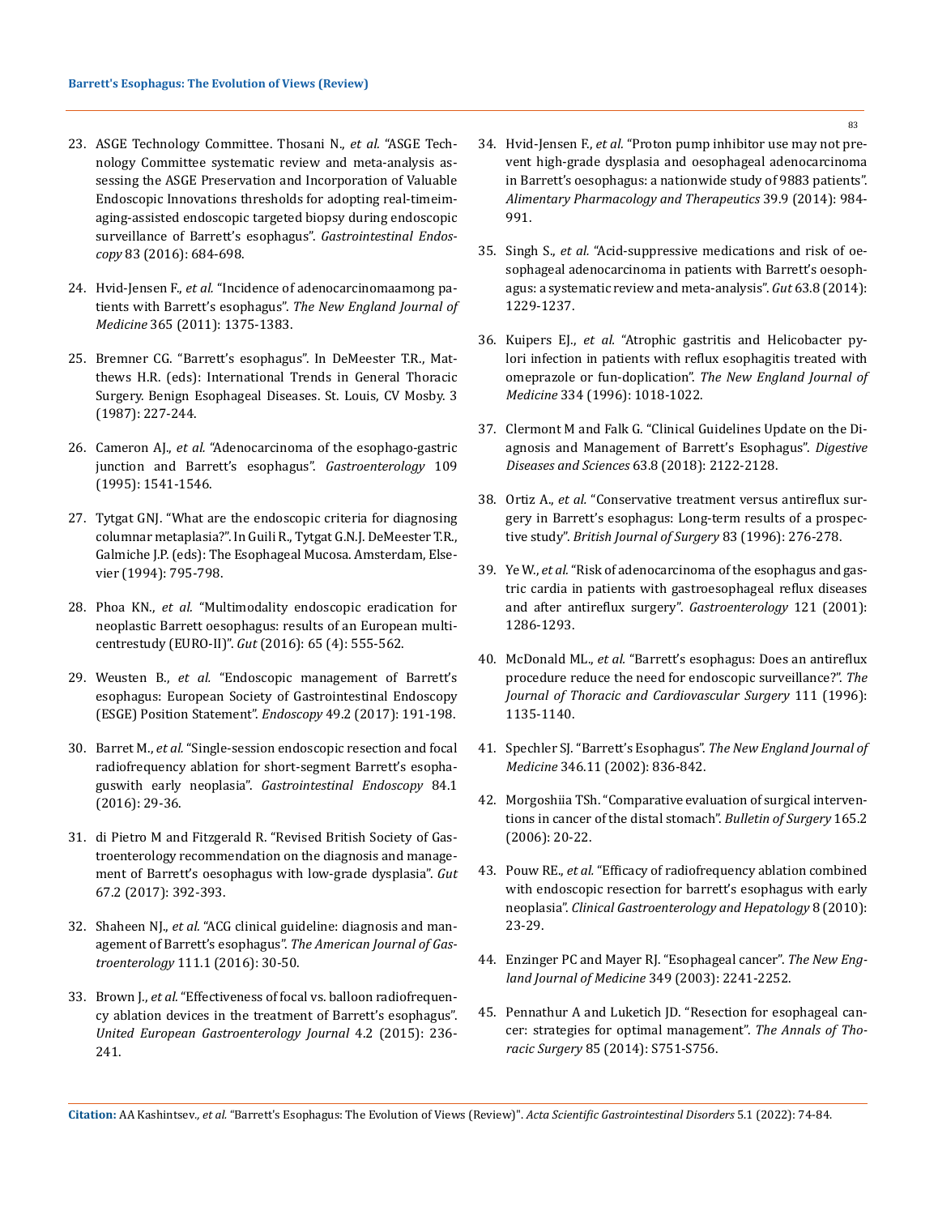23. ASGE Technology Committee. Thosani N., *et al.* "ASGE Technology Committee systematic review and meta-analysis assessing the ASGE Preservation and Incorporation of Valuable Endoscopic Innovations thresholds for adopting real-timeimaging-assisted endoscopic targeted biopsy during endoscopic surveillance of Barrett's esophagus". *Gastrointestinal Endoscopy* 83 (2016): 684-698.

24. Hvid-Jensen F., *et al.* "Incidence of adenocarcinomaamong patients with Barrett's esophagus". *The New England Journal of Medicine* 365 (2011): 1375-1383.

25. Bremner CG. "Barrett's esophagus". In DeMeester T.R., Matthews H.R. (eds): International Trends in General Thoracic Surgery. Benign Esophageal Diseases. St. Louis, CV Mosby. 3 (1987): 227-244.

26. Cameron AJ., *et al.* "Adenocarcinoma of the esophago-gastric junction and Barrett's esophagus". *Gastroenterology* 109 (1995): 1541-1546.

27. Tytgat GNJ. "What are the endoscopic criteria for diagnosing columnar metaplasia?". In Guili R., Tytgat G.N.J. DeMeester T.R., Galmiche J.P. (eds): The Esophageal Mucosa. Amsterdam, Elsevier (1994): 795-798.

28. Phoa KN., *et al.* "Multimodality endoscopic eradication for neoplastic Barrett oesophagus: results of an European multicentrestudy (EURO-II)". *Gut* (2016): 65 (4): 555-562.

29. Weusten B., *et al.* "Endoscopic management of Barrett's esophagus: European Society of Gastrointestinal Endoscopy (ESGE) Position Statement". *Endoscopy* 49.2 (2017): 191-198.

30. Barret M., *et al.* "Single-session endoscopic resection and focal radiofrequency ablation for short-segment Barrett's esophaguswith early neoplasia". *Gastrointestinal Endoscopy* 84.1 (2016): 29-36.

31. di Pietro M and Fitzgerald R. "Revised British Society of Gastroenterology recommendation on the diagnosis and management of Barrett's oesophagus with low-grade dysplasia". *Gut* 67.2 (2017): 392-393.

32. Shaheen NJ., *et al.* "ACG clinical guideline: diagnosis and management of Barrett's esophagus". *The American Journal of Gastroenterology* 111.1 (2016): 30-50.

33. Brown J., *et al.* "Effectiveness of focal vs. balloon radiofrequency ablation devices in the treatment of Barrett's esophagus". *United European Gastroenterology Journal* 4.2 (2015): 236-241.

34. Hvid-Jensen F., *et al.* "Proton pump inhibitor use may not prevent high-grade dysplasia and oesophageal adenocarcinoma in Barrett's oesophagus: a nationwide study of 9883 patients". *Alimentary Pharmacology and Therapeutics* 39.9 (2014): 984-991.

35. Singh S., *et al.* "Acid-suppressive medications and risk of oesophageal adenocarcinoma in patients with Barrett's oesophagus: a systematic review and meta-analysis". *Gut* 63.8 (2014): 1229-1237.

36. Kuipers EJ., *et al.* "Atrophic gastritis and Helicobacter pylori infection in patients with reflux esophagitis treated with omeprazole or fun-doplication". *The New England Journal of Medicine* 334 (1996): 1018-1022.

37. Clermont M and Falk G. "Clinical Guidelines Update on the Diagnosis and Management of Barrett's Esophagus". *Digestive Diseases and Sciences* 63.8 (2018): 2122-2128.

38. Ortiz A., *et al.* "Conservative treatment versus antireflux surgery in Barrett's esophagus: Long-term results of a prospective study". *British Journal of Surgery* 83 (1996): 276-278.

39. Ye W., *et al.* "Risk of adenocarcinoma of the esophagus and gastric cardia in patients with gastroesophageal reflux diseases and after antireflux surgery". *Gastroenterology* 121 (2001): 1286-1293.

40. McDonald ML., *et al.* "Barrett's esophagus: Does an antireflux procedure reduce the need for endoscopic surveillance?". *The Journal of Thoracic and Cardiovascular Surgery* 111 (1996): 1135-1140.

41. Spechler SJ. "Barrett's Esophagus". *The New England Journal of Medicine* 346.11 (2002): 836-842.

42. Morgoshiia TSh. "Comparative evaluation of surgical interventions in cancer of the distal stomach". *Bulletin of Surgery* 165.2 (2006): 20-22.

43. Pouw RE., *et al.* "Efficacy of radiofrequency ablation combined with endoscopic resection for barrett's esophagus with early neoplasia". *Clinical Gastroenterology and Hepatology* 8 (2010): 23-29.

44. Enzinger PC and Mayer RJ. "Esophageal cancer". *The New England Journal of Medicine* 349 (2003): 2241-2252.

45. Pennathur A and Luketich JD. "Resection for esophageal cancer: strategies for optimal management". *The Annals of Thoracic Surgery* 85 (2014): S751-S756.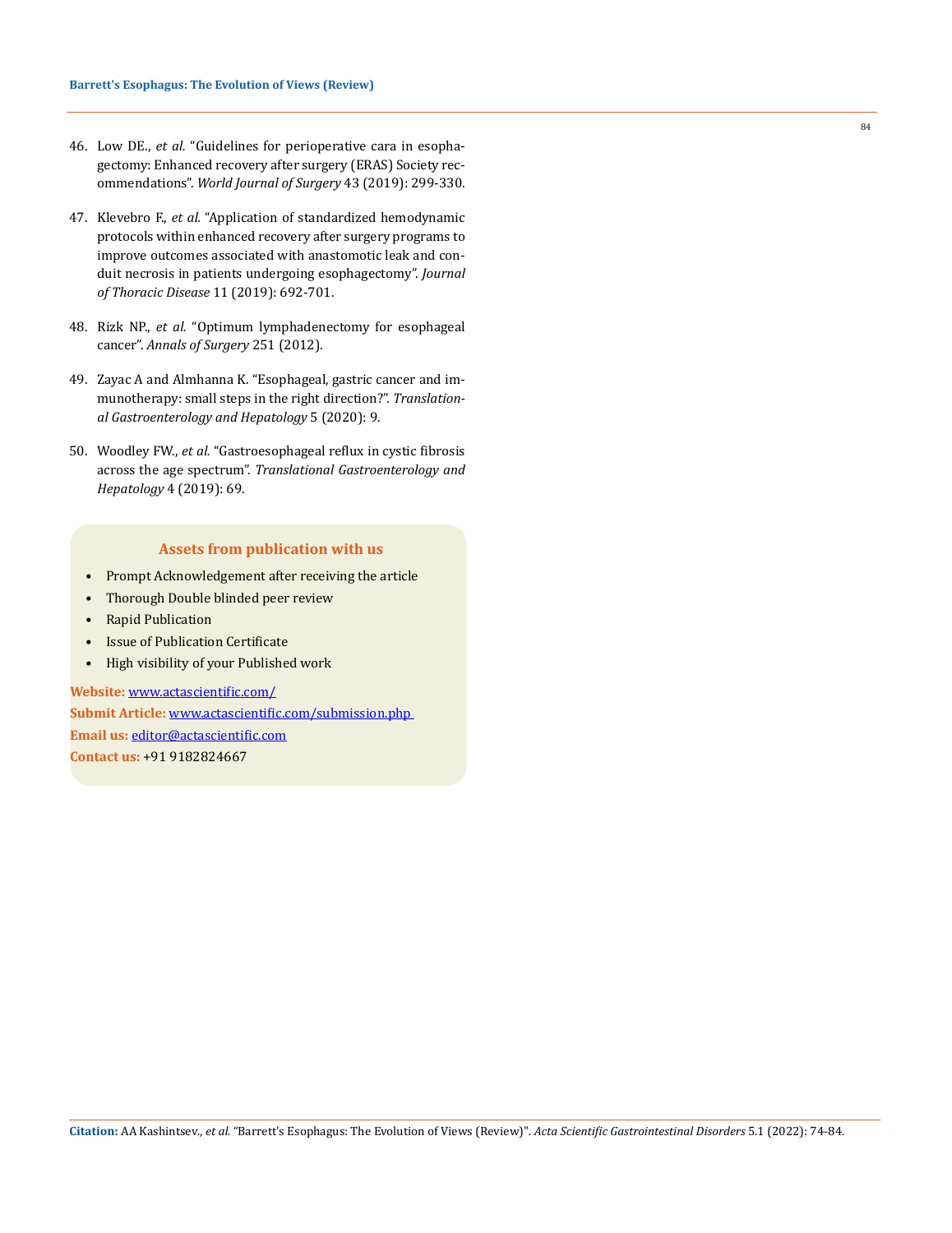46. Low DE., *et al.* "Guidelines for perioperative cara in esophagectomy: Enhanced recovery after surgery (ERAS) Society recommendations". *World Journal of Surgery* 43 (2019): 299-330.

47. Klevebro F., *et al.* "Application of standardized hemodynamic protocols within enhanced recovery after surgery programs to improve outcomes associated with anastomotic leak and conduit necrosis in patients undergoing esophagectomy". *Journal of Thoracic Disease* 11 (2019): 692-701.

48. Rizk NP., *et al.* "Optimum lymphadenectomy for esophageal cancer". *Annals of Surgery* 251 (2012).

49. Zayac A and Almhanna K. "Esophageal, gastric cancer and immunotherapy: small steps in the right direction?". *Translational Gastroenterology and Hepatology* 5 (2020): 9.

50. Woodley FW., *et al.* "Gastroesophageal reflux in cystic fibrosis across the age spectrum". *Translational Gastroenterology and Hepatology* 4 (2019): 69.

**Assets from publication with us**

- Prompt Acknowledgement after receiving the article
- Thorough Double blinded peer review
- Rapid Publication
- Issue of Publication Certificate
- High visibility of your Published work

**Website:** www.actascientific.com/
**Submit Article:** www.actascientific.com/submission.php
**Email us:** editor@actascientific.com
**Contact us:** +91 9182824667